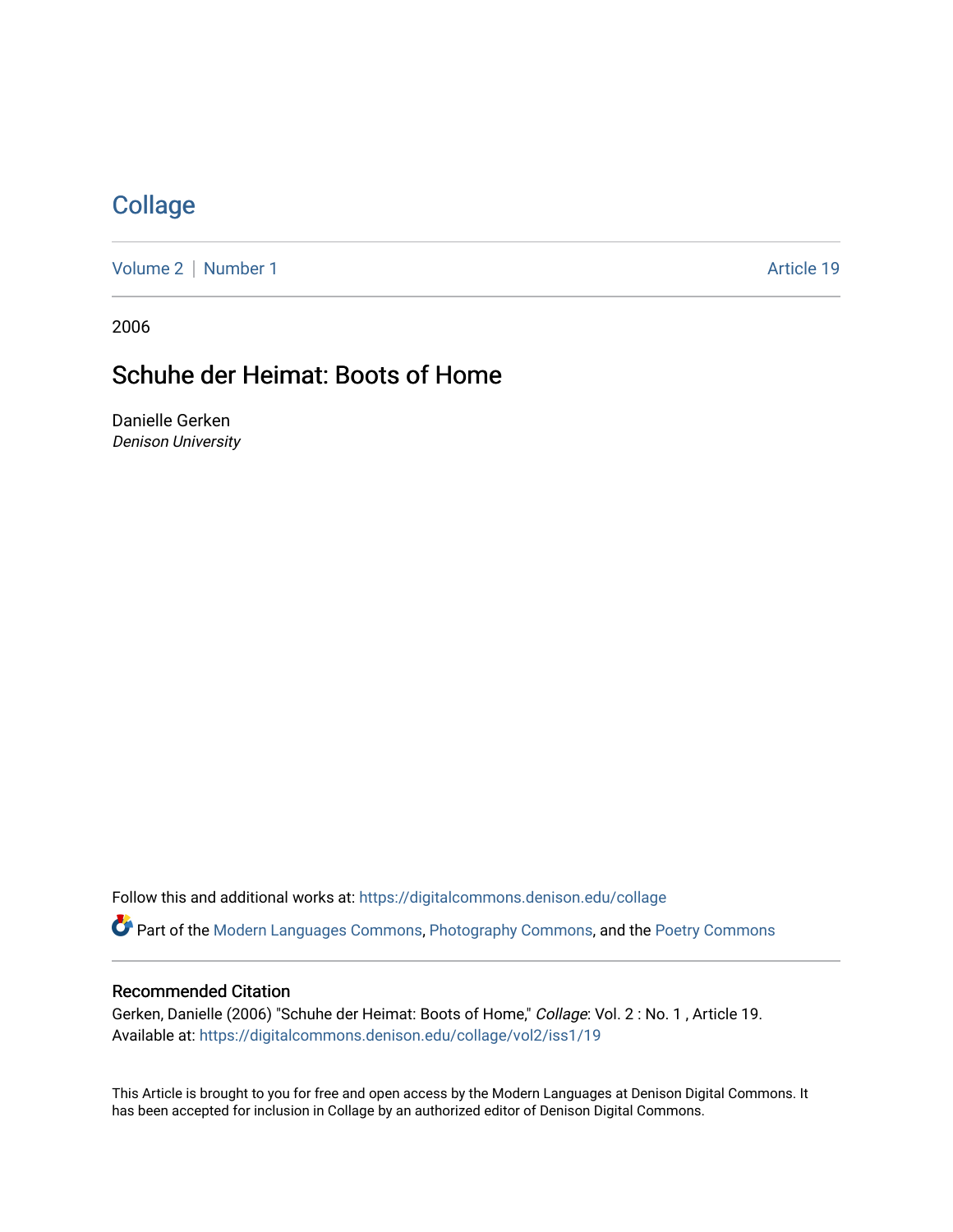# Collage

Volume 2 | Number 1 Article 19

2006

## Schuhe der Heimat: Boots of Home

Danielle Gerken
*Denison University*

Follow this and additional works at: https://digitalcommons.denison.edu/collage

Part of the Modern Languages Commons, Photography Commons, and the Poetry Commons

### Recommended Citation

Gerken, Danielle (2006) "Schuhe der Heimat: Boots of Home," *Collage*: Vol. 2 : No. 1 , Article 19.
Available at: https://digitalcommons.denison.edu/collage/vol2/iss1/19

This Article is brought to you for free and open access by the Modern Languages at Denison Digital Commons. It has been accepted for inclusion in Collage by an authorized editor of Denison Digital Commons.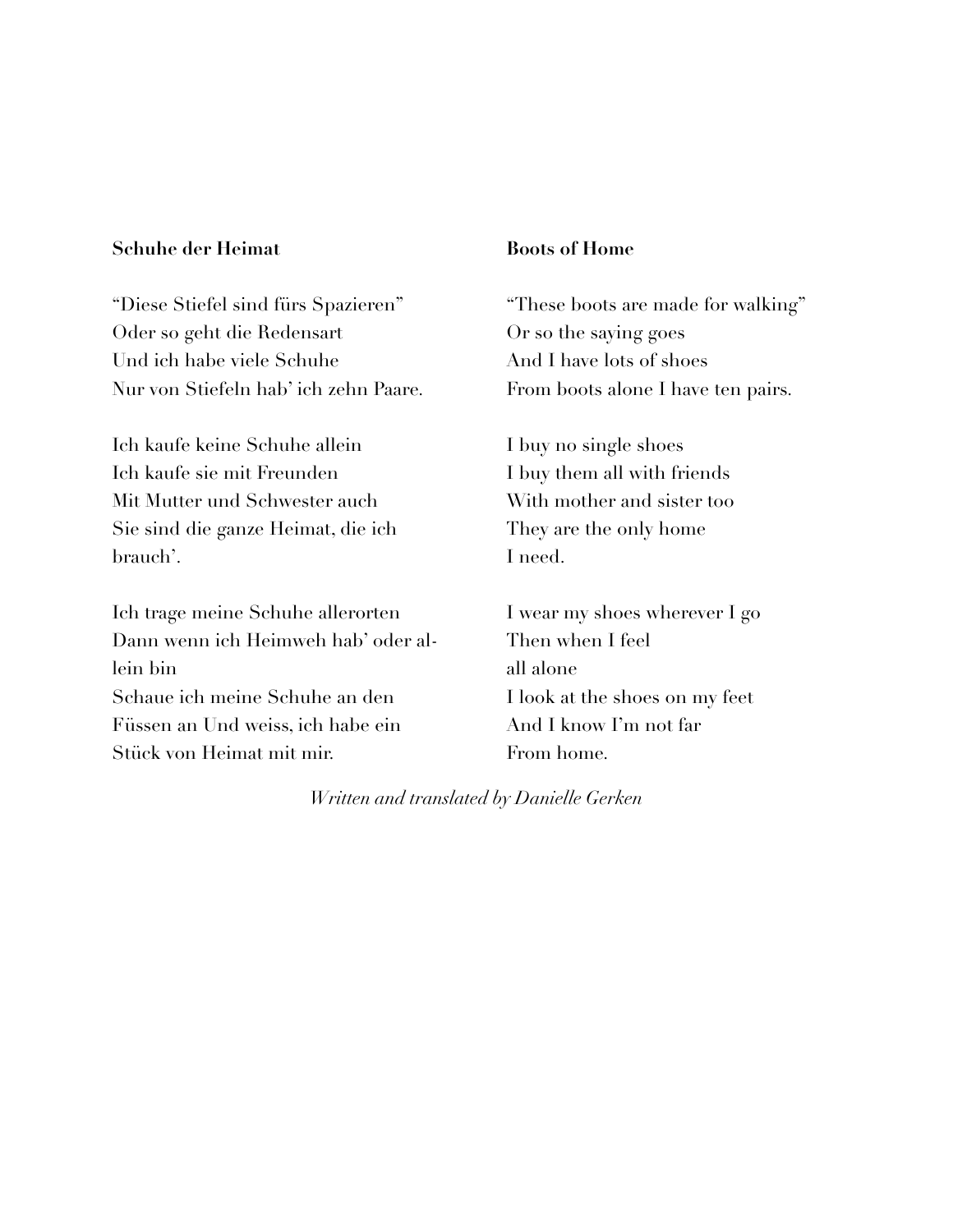**Schuhe der Heimat**

"Diese Stiefel sind fürs Spazieren"  
Oder so geht die Redensart  
Und ich habe viele Schuhe  
Nur von Stiefeln hab' ich zehn Paare.

Ich kaufe keine Schuhe allein  
Ich kaufe sie mit Freunden  
Mit Mutter und Schwester auch  
Sie sind die ganze Heimat, die ich brauch'.

Ich trage meine Schuhe allerorten  
Dann wenn ich Heimweh hab' oder allein bin  
Schaue ich meine Schuhe an den Füssen an Und weiss, ich habe ein Stück von Heimat mit mir.

**Boots of Home**

"These boots are made for walking"  
Or so the saying goes  
And I have lots of shoes  
From boots alone I have ten pairs.

I buy no single shoes  
I buy them all with friends  
With mother and sister too  
They are the only home  
I need.

I wear my shoes wherever I go  
Then when I feel  
all alone  
I look at the shoes on my feet  
And I know I'm not far  
From home.

*Written and translated by Danielle Gerken*